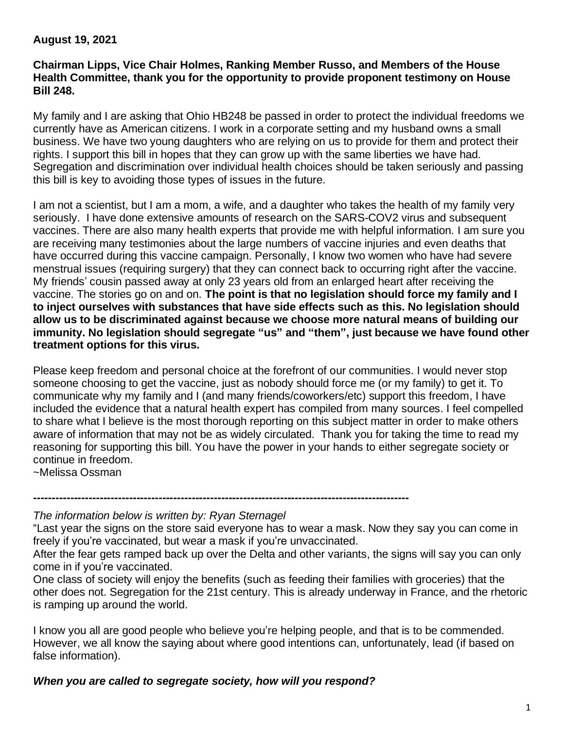**August 19, 2021**

**Chairman Lipps, Vice Chair Holmes, Ranking Member Russo, and Members of the House Health Committee, thank you for the opportunity to provide proponent testimony on House Bill 248.**

My family and I are asking that Ohio HB248 be passed in order to protect the individual freedoms we currently have as American citizens. I work in a corporate setting and my husband owns a small business. We have two young daughters who are relying on us to provide for them and protect their rights. I support this bill in hopes that they can grow up with the same liberties we have had. Segregation and discrimination over individual health choices should be taken seriously and passing this bill is key to avoiding those types of issues in the future.

I am not a scientist, but I am a mom, a wife, and a daughter who takes the health of my family very seriously. I have done extensive amounts of research on the SARS-COV2 virus and subsequent vaccines. There are also many health experts that provide me with helpful information. I am sure you are receiving many testimonies about the large numbers of vaccine injuries and even deaths that have occurred during this vaccine campaign. Personally, I know two women who have had severe menstrual issues (requiring surgery) that they can connect back to occurring right after the vaccine. My friends' cousin passed away at only 23 years old from an enlarged heart after receiving the vaccine. The stories go on and on. **The point is that no legislation should force my family and I to inject ourselves with substances that have side effects such as this. No legislation should allow us to be discriminated against because we choose more natural means of building our immunity. No legislation should segregate "us" and "them", just because we have found other treatment options for this virus.**

Please keep freedom and personal choice at the forefront of our communities. I would never stop someone choosing to get the vaccine, just as nobody should force me (or my family) to get it. To communicate why my family and I (and many friends/coworkers/etc) support this freedom, I have included the evidence that a natural health expert has compiled from many sources. I feel compelled to share what I believe is the most thorough reporting on this subject matter in order to make others aware of information that may not be as widely circulated. Thank you for taking the time to read my reasoning for supporting this bill. You have the power in your hands to either segregate society or continue in freedom.
~Melissa Ossman

**----------------------------------------------------------------------------------------------------**

*The information below is written by: Ryan Sternagel*

"Last year the signs on the store said everyone has to wear a mask. Now they say you can come in freely if you're vaccinated, but wear a mask if you're unvaccinated.

After the fear gets ramped back up over the Delta and other variants, the signs will say you can only come in if you're vaccinated.

One class of society will enjoy the benefits (such as feeding their families with groceries) that the other does not. Segregation for the 21st century. This is already underway in France, and the rhetoric is ramping up around the world.

I know you all are good people who believe you're helping people, and that is to be commended. However, we all know the saying about where good intentions can, unfortunately, lead (if based on false information).

***When you are called to segregate society, how will you respond?***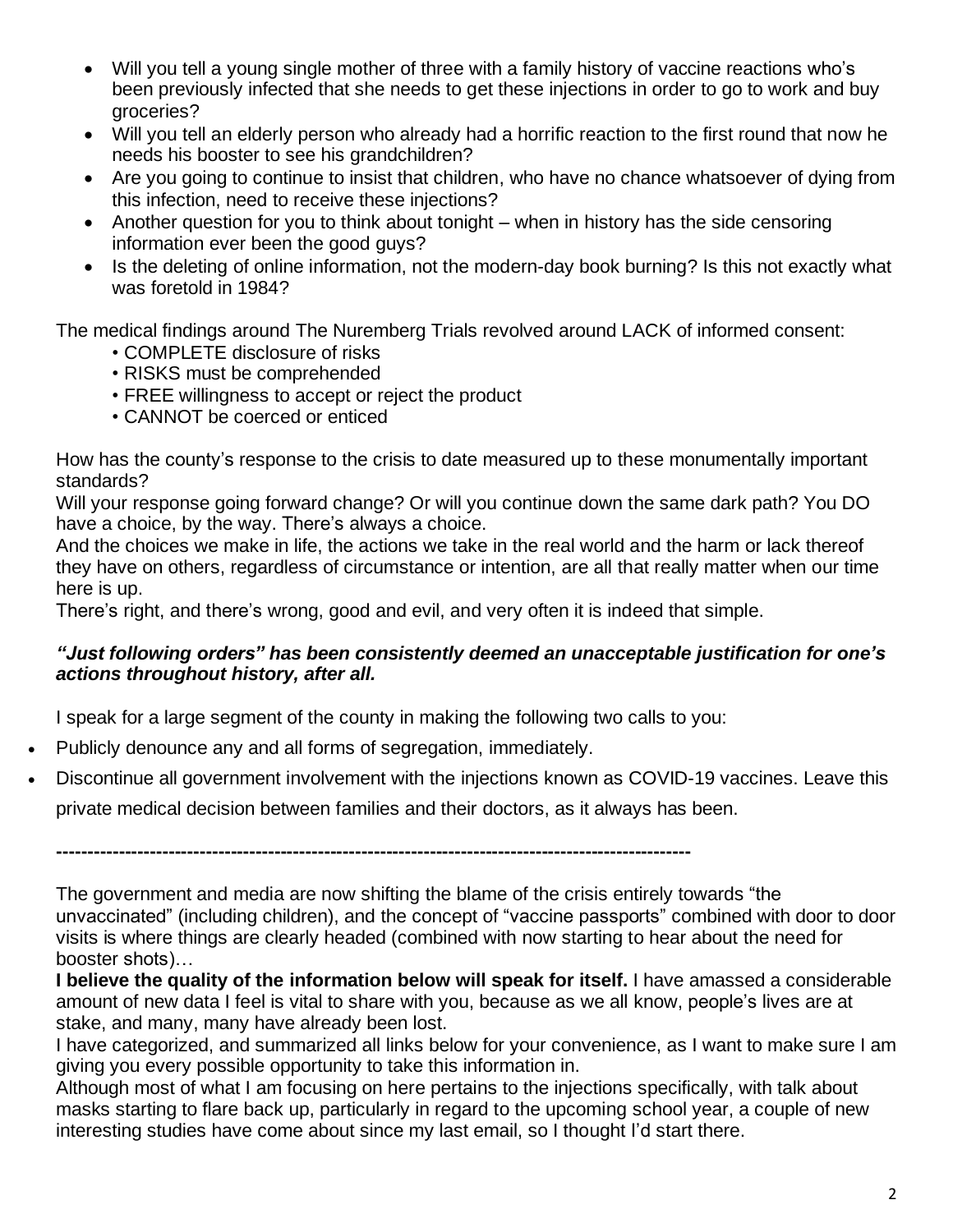- Will you tell a young single mother of three with a family history of vaccine reactions who's been previously infected that she needs to get these injections in order to go to work and buy groceries?
- Will you tell an elderly person who already had a horrific reaction to the first round that now he needs his booster to see his grandchildren?
- Are you going to continue to insist that children, who have no chance whatsoever of dying from this infection, need to receive these injections?
- Another question for you to think about tonight – when in history has the side censoring information ever been the good guys?
- Is the deleting of online information, not the modern-day book burning? Is this not exactly what was foretold in 1984?

The medical findings around The Nuremberg Trials revolved around LACK of informed consent:

- COMPLETE disclosure of risks
- RISKS must be comprehended
- FREE willingness to accept or reject the product
- CANNOT be coerced or enticed

How has the county's response to the crisis to date measured up to these monumentally important standards?

Will your response going forward change? Or will you continue down the same dark path? You DO have a choice, by the way. There's always a choice.

And the choices we make in life, the actions we take in the real world and the harm or lack thereof they have on others, regardless of circumstance or intention, are all that really matter when our time here is up.

There's right, and there's wrong, good and evil, and very often it is indeed that simple.

***"Just following orders" has been consistently deemed an unacceptable justification for one's actions throughout history, after all.***

I speak for a large segment of the county in making the following two calls to you:

- Publicly denounce any and all forms of segregation, immediately.
- Discontinue all government involvement with the injections known as COVID-19 vaccines. Leave this private medical decision between families and their doctors, as it always has been.

---

The government and media are now shifting the blame of the crisis entirely towards "the unvaccinated" (including children), and the concept of "vaccine passports" combined with door to door visits is where things are clearly headed (combined with now starting to hear about the need for booster shots)…

**I believe the quality of the information below will speak for itself.** I have amassed a considerable amount of new data I feel is vital to share with you, because as we all know, people's lives are at stake, and many, many have already been lost.

I have categorized, and summarized all links below for your convenience, as I want to make sure I am giving you every possible opportunity to take this information in.

Although most of what I am focusing on here pertains to the injections specifically, with talk about masks starting to flare back up, particularly in regard to the upcoming school year, a couple of new interesting studies have come about since my last email, so I thought I'd start there.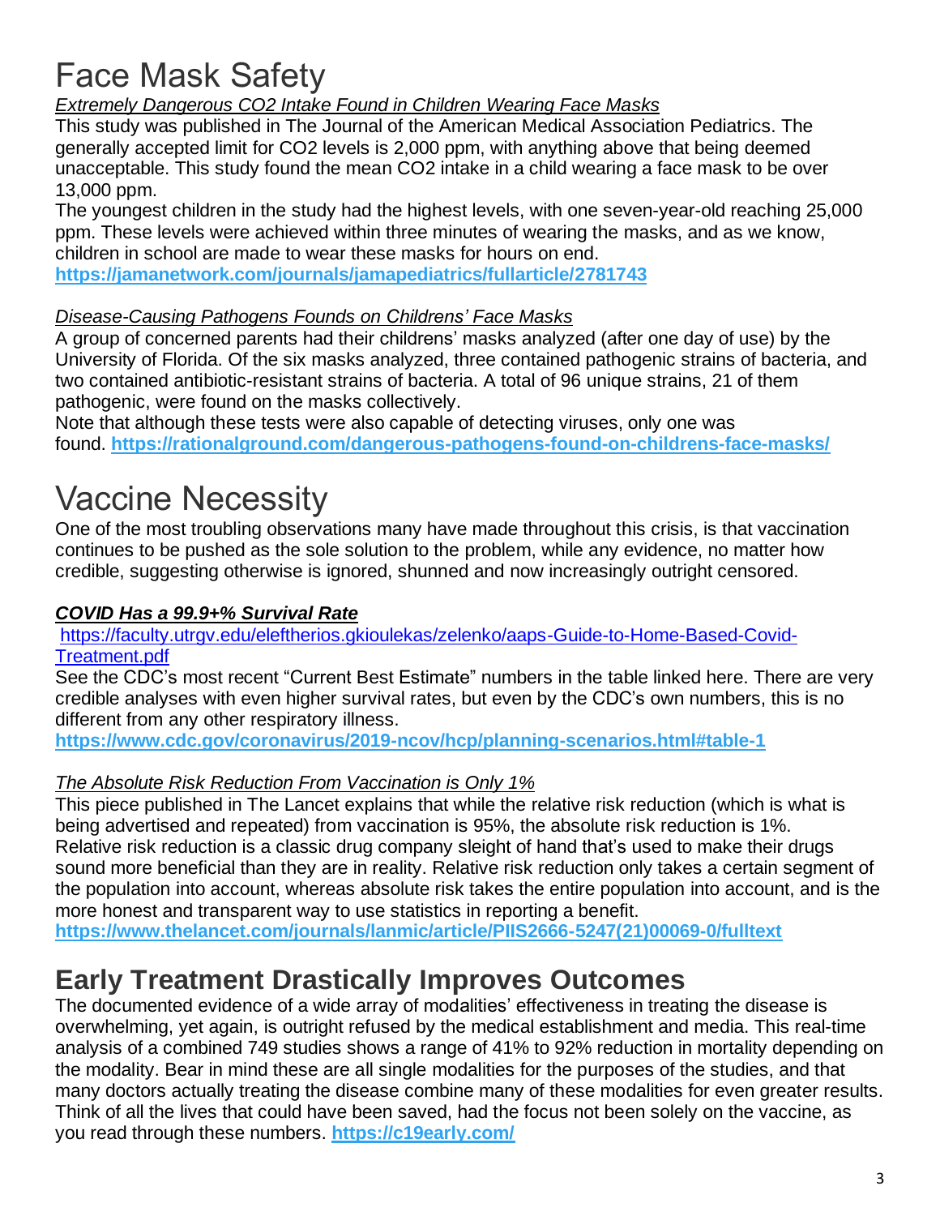# Face Mask Safety

*Extremely Dangerous $CO_2$ Intake Found in Children Wearing Face Masks*

This study was published in The Journal of the American Medical Association Pediatrics. The generally accepted limit for $CO_2$ levels is 2,000 ppm, with anything above that being deemed unacceptable. This study found the mean $CO_2$ intake in a child wearing a face mask to be over 13,000 ppm.

The youngest children in the study had the highest levels, with one seven-year-old reaching 25,000 ppm. These levels were achieved within three minutes of wearing the masks, and as we know, children in school are made to wear these masks for hours on end.

**https://jamanetwork.com/journals/jamapediatrics/fullarticle/2781743**

*Disease-Causing Pathogens Founds on Childrens' Face Masks*

A group of concerned parents had their childrens' masks analyzed (after one day of use) by the University of Florida. Of the six masks analyzed, three contained pathogenic strains of bacteria, and two contained antibiotic-resistant strains of bacteria. A total of 96 unique strains, 21 of them pathogenic, were found on the masks collectively.

Note that although these tests were also capable of detecting viruses, only one was found. **https://rationalground.com/dangerous-pathogens-found-on-childrens-face-masks/**

# Vaccine Necessity

One of the most troubling observations many have made throughout this crisis, is that vaccination continues to be pushed as the sole solution to the problem, while any evidence, no matter how credible, suggesting otherwise is ignored, shunned and now increasingly outright censored.

***COVID Has a 99.9+% Survival Rate***

https://faculty.utrgv.edu/eleftherios.gkioulekas/zelenko/aaps-Guide-to-Home-Based-Covid-Treatment.pdf

See the CDC's most recent "Current Best Estimate" numbers in the table linked here. There are very credible analyses with even higher survival rates, but even by the CDC's own numbers, this is no different from any other respiratory illness.

**https://www.cdc.gov/coronavirus/2019-ncov/hcp/planning-scenarios.html#table-1**

*The Absolute Risk Reduction From Vaccination is Only 1%*

This piece published in The Lancet explains that while the relative risk reduction (which is what is being advertised and repeated) from vaccination is 95%, the absolute risk reduction is 1%. Relative risk reduction is a classic drug company sleight of hand that's used to make their drugs sound more beneficial than they are in reality. Relative risk reduction only takes a certain segment of the population into account, whereas absolute risk takes the entire population into account, and is the more honest and transparent way to use statistics in reporting a benefit.

**https://www.thelancet.com/journals/lanmic/article/PIIS2666-5247(21)00069-0/fulltext**

## Early Treatment Drastically Improves Outcomes

The documented evidence of a wide array of modalities' effectiveness in treating the disease is overwhelming, yet again, is outright refused by the medical establishment and media. This real-time analysis of a combined 749 studies shows a range of 41% to 92% reduction in mortality depending on the modality. Bear in mind these are all single modalities for the purposes of the studies, and that many doctors actually treating the disease combine many of these modalities for even greater results. Think of all the lives that could have been saved, had the focus not been solely on the vaccine, as you read through these numbers. **https://c19early.com/**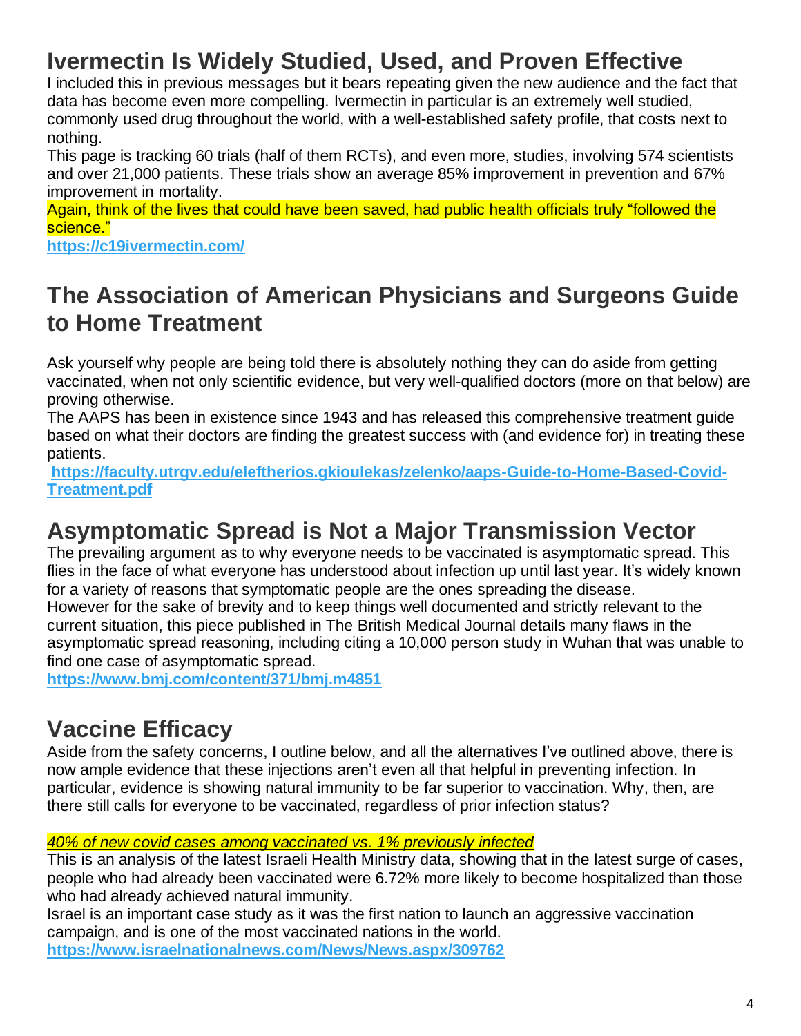## Ivermectin Is Widely Studied, Used, and Proven Effective

I included this in previous messages but it bears repeating given the new audience and the fact that data has become even more compelling. Ivermectin in particular is an extremely well studied, commonly used drug throughout the world, with a well-established safety profile, that costs next to nothing.

This page is tracking 60 trials (half of them RCTs), and even more, studies, involving 574 scientists and over 21,000 patients. These trials show an average 85% improvement in prevention and 67% improvement in mortality.

Again, think of the lives that could have been saved, had public health officials truly "followed the science."

**https://c19ivermectin.com/**

## The Association of American Physicians and Surgeons Guide to Home Treatment

Ask yourself why people are being told there is absolutely nothing they can do aside from getting vaccinated, when not only scientific evidence, but very well-qualified doctors (more on that below) are proving otherwise.

The AAPS has been in existence since 1943 and has released this comprehensive treatment guide based on what their doctors are finding the greatest success with (and evidence for) in treating these patients.

**https://faculty.utrgv.edu/eleftherios.gkioulekas/zelenko/aaps-Guide-to-Home-Based-Covid-Treatment.pdf**

## Asymptomatic Spread is Not a Major Transmission Vector

The prevailing argument as to why everyone needs to be vaccinated is asymptomatic spread. This flies in the face of what everyone has understood about infection up until last year. It's widely known for a variety of reasons that symptomatic people are the ones spreading the disease.

However for the sake of brevity and to keep things well documented and strictly relevant to the current situation, this piece published in The British Medical Journal details many flaws in the asymptomatic spread reasoning, including citing a 10,000 person study in Wuhan that was unable to find one case of asymptomatic spread.

**https://www.bmj.com/content/371/bmj.m4851**

## Vaccine Efficacy

Aside from the safety concerns, I outline below, and all the alternatives I've outlined above, there is now ample evidence that these injections aren't even all that helpful in preventing infection. In particular, evidence is showing natural immunity to be far superior to vaccination. Why, then, are there still calls for everyone to be vaccinated, regardless of prior infection status?

*40% of new covid cases among vaccinated vs. 1% previously infected*

This is an analysis of the latest Israeli Health Ministry data, showing that in the latest surge of cases, people who had already been vaccinated were 6.72% more likely to become hospitalized than those who had already achieved natural immunity.

Israel is an important case study as it was the first nation to launch an aggressive vaccination campaign, and is one of the most vaccinated nations in the world.

**https://www.israelnationalnews.com/News/News.aspx/309762**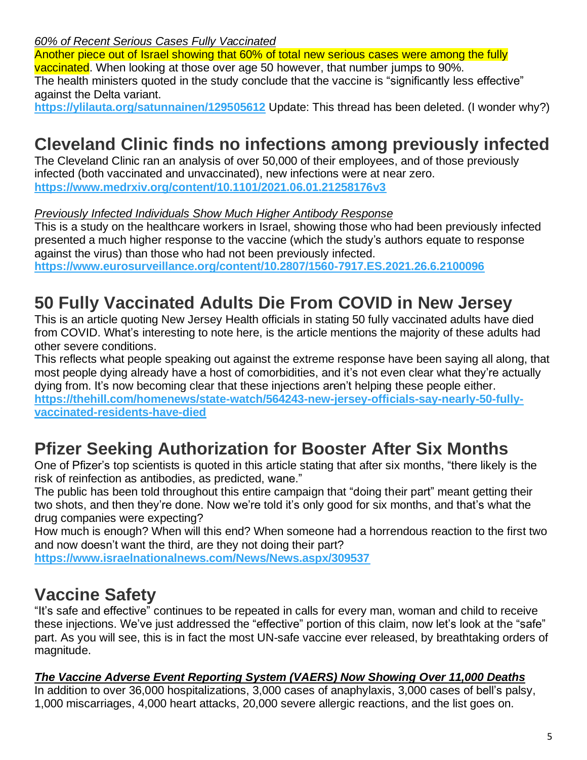*<u>60% of Recent Serious Cases Fully Vaccinated</u>*

Another piece out of Israel showing that 60% of total new serious cases were among the fully vaccinated. When looking at those over age 50 however, that number jumps to 90%.
The health ministers quoted in the study conclude that the vaccine is "significantly less effective" against the Delta variant.
**https://ylilauta.org/satunnainen/129505612** Update: This thread has been deleted. (I wonder why?)

## Cleveland Clinic finds no infections among previously infected

The Cleveland Clinic ran an analysis of over 50,000 of their employees, and of those previously infected (both vaccinated and unvaccinated), new infections were at near zero.
**https://www.medrxiv.org/content/10.1101/2021.06.01.21258176v3**

*<u>Previously Infected Individuals Show Much Higher Antibody Response</u>*

This is a study on the healthcare workers in Israel, showing those who had been previously infected presented a much higher response to the vaccine (which the study's authors equate to response against the virus) than those who had not been previously infected.
**https://www.eurosurveillance.org/content/10.2807/1560-7917.ES.2021.26.6.2100096**

## 50 Fully Vaccinated Adults Die From COVID in New Jersey

This is an article quoting New Jersey Health officials in stating 50 fully vaccinated adults have died from COVID. What's interesting to note here, is the article mentions the majority of these adults had other severe conditions.
This reflects what people speaking out against the extreme response have been saying all along, that most people dying already have a host of comorbidities, and it's not even clear what they're actually dying from. It's now becoming clear that these injections aren't helping these people either.
**https://thehill.com/homenews/state-watch/564243-new-jersey-officials-say-nearly-50-fully-vaccinated-residents-have-died**

## Pfizer Seeking Authorization for Booster After Six Months

One of Pfizer's top scientists is quoted in this article stating that after six months, "there likely is the risk of reinfection as antibodies, as predicted, wane."
The public has been told throughout this entire campaign that "doing their part" meant getting their two shots, and then they're done. Now we're told it's only good for six months, and that's what the drug companies were expecting?
How much is enough? When will this end? When someone had a horrendous reaction to the first two and now doesn't want the third, are they not doing their part?
**https://www.israelnationalnews.com/News/News.aspx/309537**

## Vaccine Safety

"It's safe and effective" continues to be repeated in calls for every man, woman and child to receive these injections. We've just addressed the "effective" portion of this claim, now let's look at the "safe" part. As you will see, this is in fact the most UN-safe vaccine ever released, by breathtaking orders of magnitude.

***<u>The Vaccine Adverse Event Reporting System (VAERS) Now Showing Over 11,000 Deaths</u>***

In addition to over 36,000 hospitalizations, 3,000 cases of anaphylaxis, 3,000 cases of bell's palsy, 1,000 miscarriages, 4,000 heart attacks, 20,000 severe allergic reactions, and the list goes on.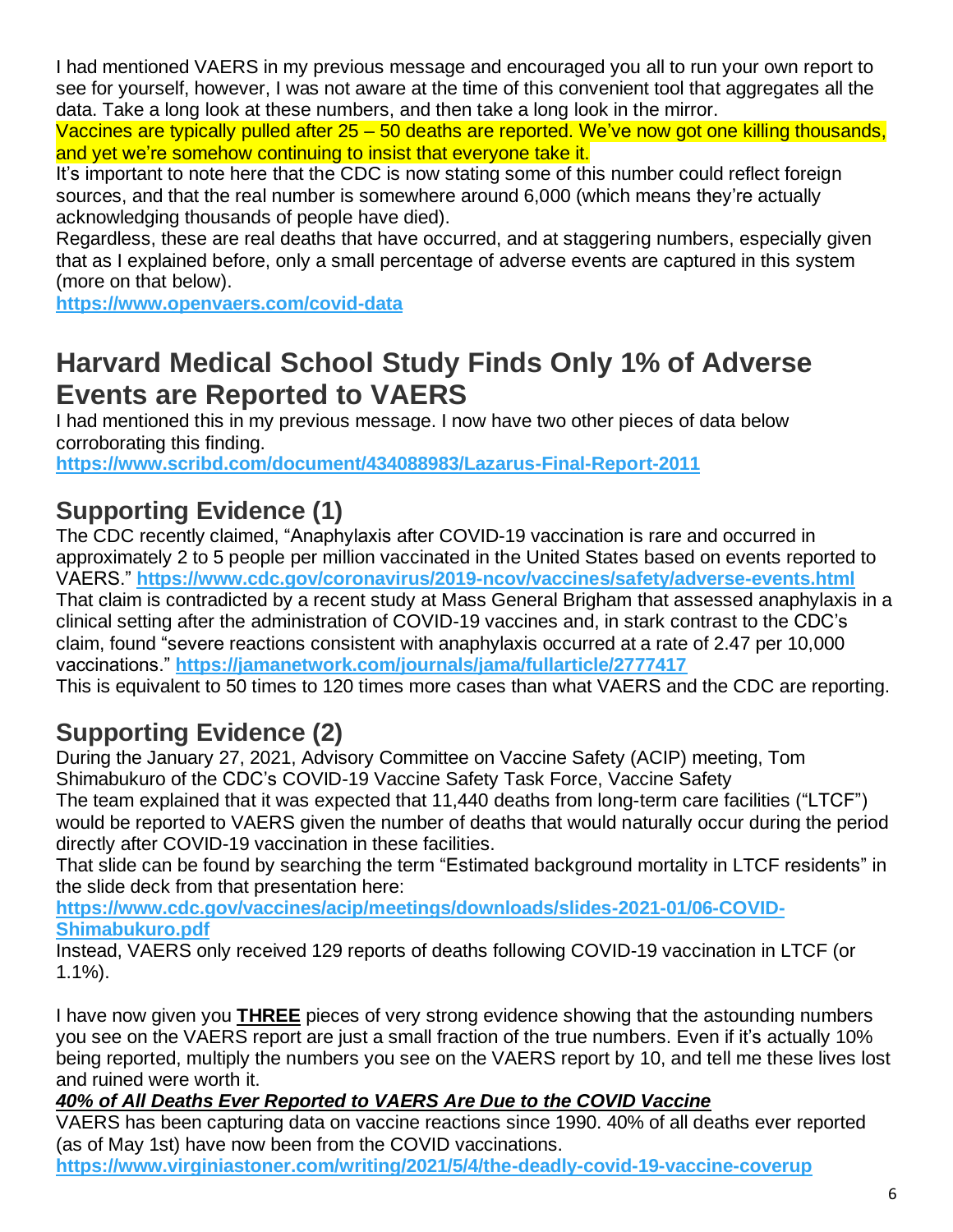I had mentioned VAERS in my previous message and encouraged you all to run your own report to see for yourself, however, I was not aware at the time of this convenient tool that aggregates all the data. Take a long look at these numbers, and then take a long look in the mirror.

Vaccines are typically pulled after 25 – 50 deaths are reported. We've now got one killing thousands, and yet we're somehow continuing to insist that everyone take it.

It's important to note here that the CDC is now stating some of this number could reflect foreign sources, and that the real number is somewhere around 6,000 (which means they're actually acknowledging thousands of people have died).

Regardless, these are real deaths that have occurred, and at staggering numbers, especially given that as I explained before, only a small percentage of adverse events are captured in this system (more on that below).

**https://www.openvaers.com/covid-data**

## Harvard Medical School Study Finds Only 1% of Adverse Events are Reported to VAERS

I had mentioned this in my previous message. I now have two other pieces of data below corroborating this finding.

**https://www.scribd.com/document/434088983/Lazarus-Final-Report-2011**

### Supporting Evidence (1)

The CDC recently claimed, "Anaphylaxis after COVID-19 vaccination is rare and occurred in approximately 2 to 5 people per million vaccinated in the United States based on events reported to VAERS." **https://www.cdc.gov/coronavirus/2019-ncov/vaccines/safety/adverse-events.html**

That claim is contradicted by a recent study at Mass General Brigham that assessed anaphylaxis in a clinical setting after the administration of COVID-19 vaccines and, in stark contrast to the CDC's claim, found "severe reactions consistent with anaphylaxis occurred at a rate of 2.47 per 10,000 vaccinations." **https://jamanetwork.com/journals/jama/fullarticle/2777417**

This is equivalent to 50 times to 120 times more cases than what VAERS and the CDC are reporting.

### Supporting Evidence (2)

During the January 27, 2021, Advisory Committee on Vaccine Safety (ACIP) meeting, Tom Shimabukuro of the CDC's COVID-19 Vaccine Safety Task Force, Vaccine Safety

The team explained that it was expected that 11,440 deaths from long-term care facilities ("LTCF") would be reported to VAERS given the number of deaths that would naturally occur during the period directly after COVID-19 vaccination in these facilities.

That slide can be found by searching the term "Estimated background mortality in LTCF residents" in the slide deck from that presentation here:

**https://www.cdc.gov/vaccines/acip/meetings/downloads/slides-2021-01/06-COVID-Shimabukuro.pdf**

Instead, VAERS only received 129 reports of deaths following COVID-19 vaccination in LTCF (or 1.1%).

I have now given you **THREE** pieces of very strong evidence showing that the astounding numbers you see on the VAERS report are just a small fraction of the true numbers. Even if it's actually 10% being reported, multiply the numbers you see on the VAERS report by 10, and tell me these lives lost and ruined were worth it.

***40% of All Deaths Ever Reported to VAERS Are Due to the COVID Vaccine***

VAERS has been capturing data on vaccine reactions since 1990. 40% of all deaths ever reported (as of May 1st) have now been from the COVID vaccinations.

**https://www.virginiastoner.com/writing/2021/5/4/the-deadly-covid-19-vaccine-coverup**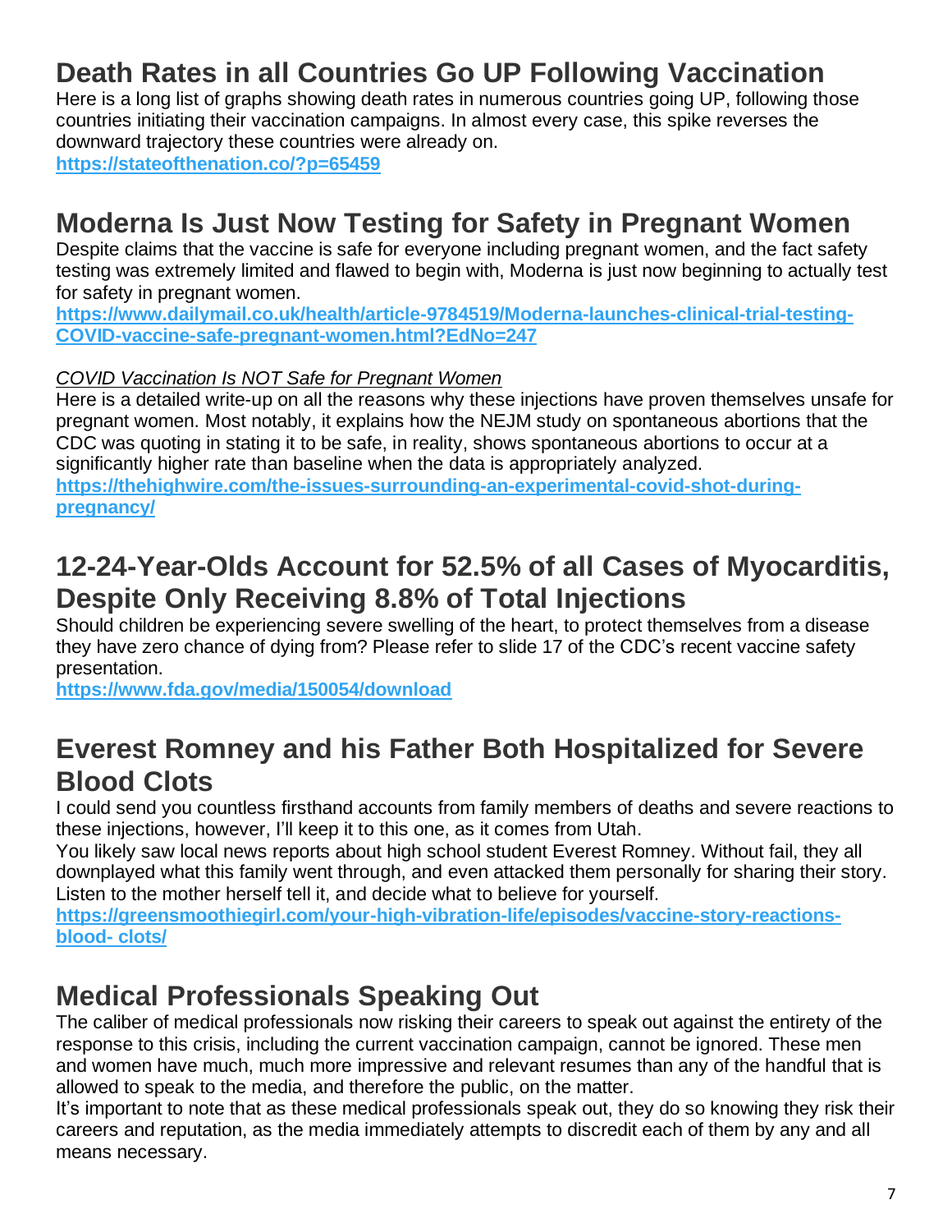## Death Rates in all Countries Go UP Following Vaccination

Here is a long list of graphs showing death rates in numerous countries going UP, following those countries initiating their vaccination campaigns. In almost every case, this spike reverses the downward trajectory these countries were already on.

**https://stateofthenation.co/?p=65459**

## Moderna Is Just Now Testing for Safety in Pregnant Women

Despite claims that the vaccine is safe for everyone including pregnant women, and the fact safety testing was extremely limited and flawed to begin with, Moderna is just now beginning to actually test for safety in pregnant women.

**https://www.dailymail.co.uk/health/article-9784519/Moderna-launches-clinical-trial-testing-COVID-vaccine-safe-pregnant-women.html?EdNo=247**

*COVID Vaccination Is NOT Safe for Pregnant Women*

Here is a detailed write-up on all the reasons why these injections have proven themselves unsafe for pregnant women. Most notably, it explains how the NEJM study on spontaneous abortions that the CDC was quoting in stating it to be safe, in reality, shows spontaneous abortions to occur at a significantly higher rate than baseline when the data is appropriately analyzed.

**https://thehighwire.com/the-issues-surrounding-an-experimental-covid-shot-during-pregnancy/**

## 12-24-Year-Olds Account for 52.5% of all Cases of Myocarditis, Despite Only Receiving 8.8% of Total Injections

Should children be experiencing severe swelling of the heart, to protect themselves from a disease they have zero chance of dying from? Please refer to slide 17 of the CDC's recent vaccine safety presentation.

**https://www.fda.gov/media/150054/download**

## Everest Romney and his Father Both Hospitalized for Severe Blood Clots

I could send you countless firsthand accounts from family members of deaths and severe reactions to these injections, however, I'll keep it to this one, as it comes from Utah.

You likely saw local news reports about high school student Everest Romney. Without fail, they all downplayed what this family went through, and even attacked them personally for sharing their story. Listen to the mother herself tell it, and decide what to believe for yourself.

**https://greensmoothiegirl.com/your-high-vibration-life/episodes/vaccine-story-reactions-blood- clots/**

## Medical Professionals Speaking Out

The caliber of medical professionals now risking their careers to speak out against the entirety of the response to this crisis, including the current vaccination campaign, cannot be ignored. These men and women have much, much more impressive and relevant resumes than any of the handful that is allowed to speak to the media, and therefore the public, on the matter.

It's important to note that as these medical professionals speak out, they do so knowing they risk their careers and reputation, as the media immediately attempts to discredit each of them by any and all means necessary.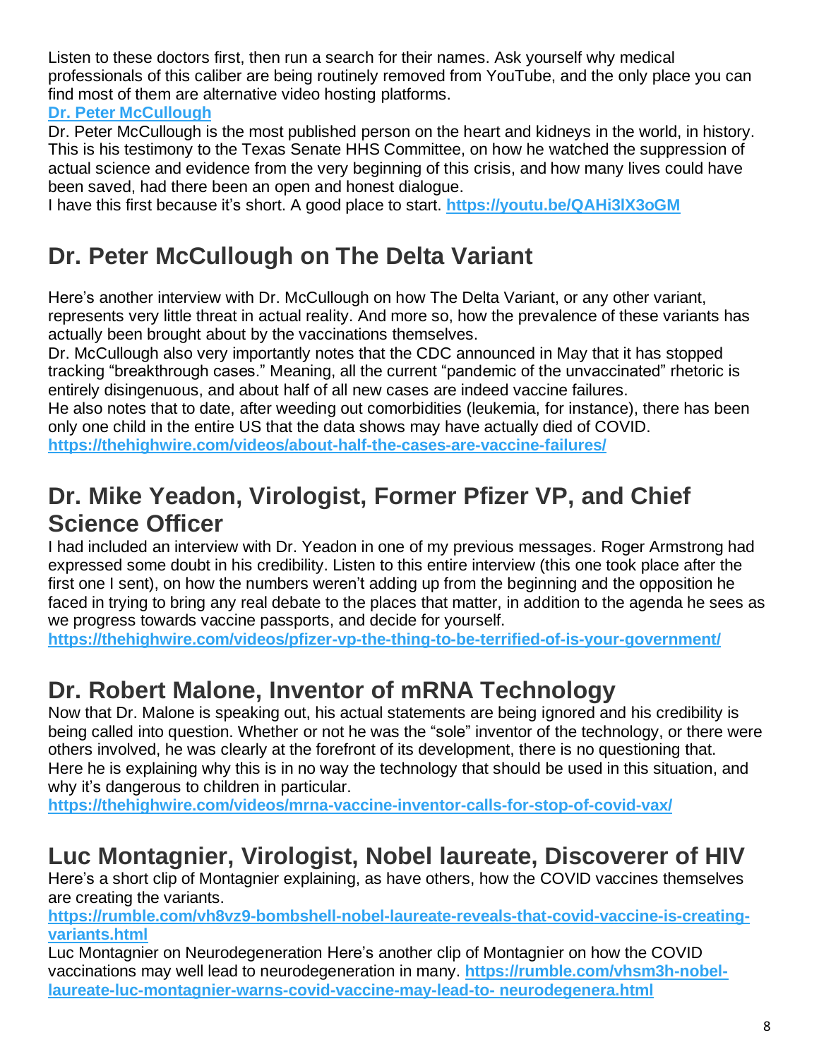Listen to these doctors first, then run a search for their names. Ask yourself why medical professionals of this caliber are being routinely removed from YouTube, and the only place you can find most of them are alternative video hosting platforms.

**Dr. Peter McCullough**

Dr. Peter McCullough is the most published person on the heart and kidneys in the world, in history. This is his testimony to the Texas Senate HHS Committee, on how he watched the suppression of actual science and evidence from the very beginning of this crisis, and how many lives could have been saved, had there been an open and honest dialogue.

I have this first because it's short. A good place to start. **https://youtu.be/QAHi3lX3oGM**

## Dr. Peter McCullough on The Delta Variant

Here's another interview with Dr. McCullough on how The Delta Variant, or any other variant, represents very little threat in actual reality. And more so, how the prevalence of these variants has actually been brought about by the vaccinations themselves.

Dr. McCullough also very importantly notes that the CDC announced in May that it has stopped tracking "breakthrough cases." Meaning, all the current "pandemic of the unvaccinated" rhetoric is entirely disingenuous, and about half of all new cases are indeed vaccine failures.

He also notes that to date, after weeding out comorbidities (leukemia, for instance), there has been only one child in the entire US that the data shows may have actually died of COVID.

**https://thehighwire.com/videos/about-half-the-cases-are-vaccine-failures/**

## Dr. Mike Yeadon, Virologist, Former Pfizer VP, and Chief Science Officer

I had included an interview with Dr. Yeadon in one of my previous messages. Roger Armstrong had expressed some doubt in his credibility. Listen to this entire interview (this one took place after the first one I sent), on how the numbers weren't adding up from the beginning and the opposition he faced in trying to bring any real debate to the places that matter, in addition to the agenda he sees as we progress towards vaccine passports, and decide for yourself.

**https://thehighwire.com/videos/pfizer-vp-the-thing-to-be-terrified-of-is-your-government/**

## Dr. Robert Malone, Inventor of mRNA Technology

Now that Dr. Malone is speaking out, his actual statements are being ignored and his credibility is being called into question. Whether or not he was the "sole" inventor of the technology, or there were others involved, he was clearly at the forefront of its development, there is no questioning that.

Here he is explaining why this is in no way the technology that should be used in this situation, and why it's dangerous to children in particular.

**https://thehighwire.com/videos/mrna-vaccine-inventor-calls-for-stop-of-covid-vax/**

## Luc Montagnier, Virologist, Nobel laureate, Discoverer of HIV

Here's a short clip of Montagnier explaining, as have others, how the COVID vaccines themselves are creating the variants.

**https://rumble.com/vh8vz9-bombshell-nobel-laureate-reveals-that-covid-vaccine-is-creating-variants.html**

Luc Montagnier on Neurodegeneration Here's another clip of Montagnier on how the COVID vaccinations may well lead to neurodegeneration in many. **https://rumble.com/vhsm3h-nobel-laureate-luc-montagnier-warns-covid-vaccine-may-lead-to- neurodegenera.html**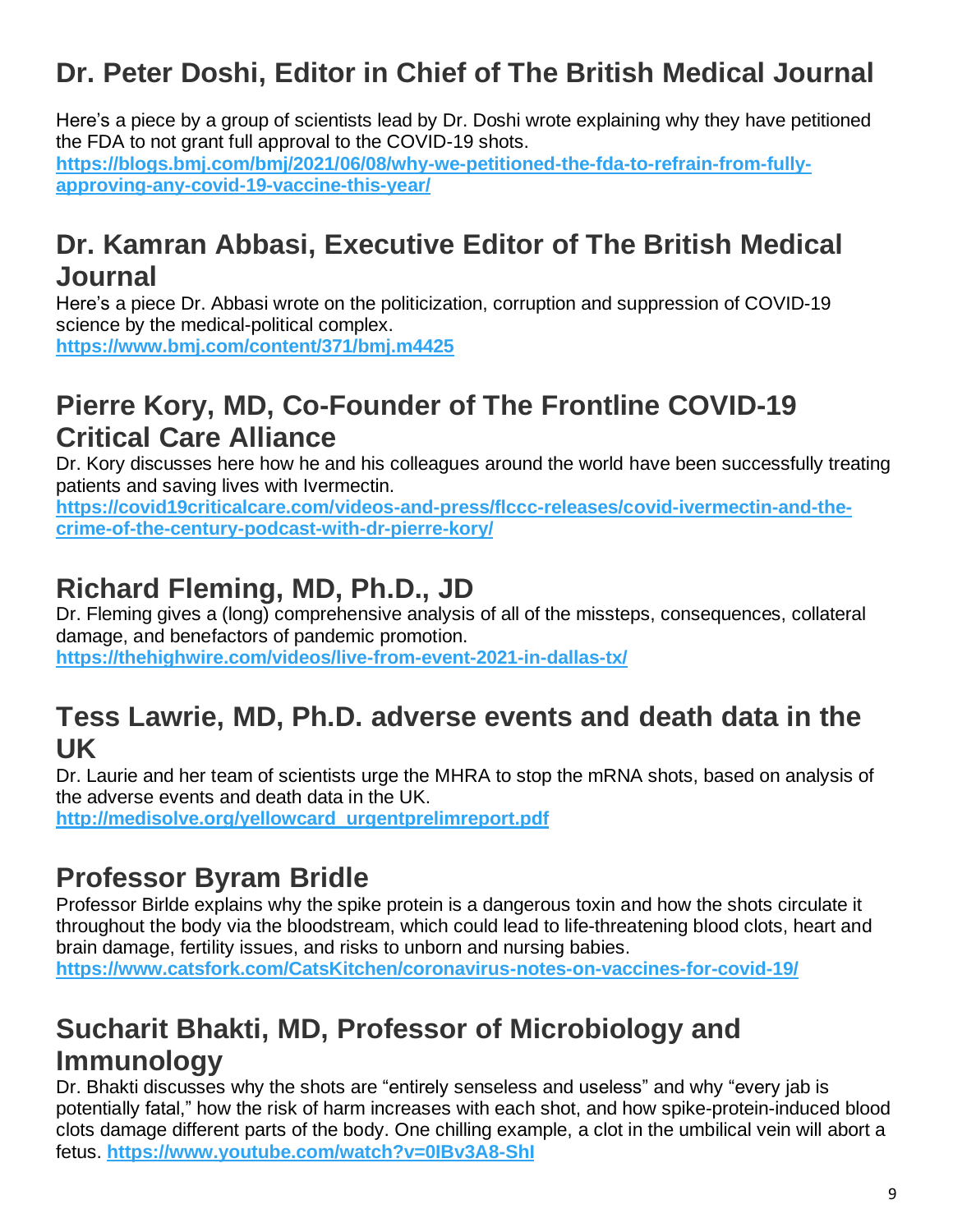## Dr. Peter Doshi, Editor in Chief of The British Medical Journal

Here's a piece by a group of scientists lead by Dr. Doshi wrote explaining why they have petitioned the FDA to not grant full approval to the COVID-19 shots.
**https://blogs.bmj.com/bmj/2021/06/08/why-we-petitioned-the-fda-to-refrain-from-fully-approving-any-covid-19-vaccine-this-year/**

## Dr. Kamran Abbasi, Executive Editor of The British Medical Journal

Here's a piece Dr. Abbasi wrote on the politicization, corruption and suppression of COVID-19 science by the medical-political complex.
**https://www.bmj.com/content/371/bmj.m4425**

## Pierre Kory, MD, Co-Founder of The Frontline COVID-19 Critical Care Alliance

Dr. Kory discusses here how he and his colleagues around the world have been successfully treating patients and saving lives with Ivermectin.
**https://covid19criticalcare.com/videos-and-press/flccc-releases/covid-ivermectin-and-the-crime-of-the-century-podcast-with-dr-pierre-kory/**

## Richard Fleming, MD, Ph.D., JD

Dr. Fleming gives a (long) comprehensive analysis of all of the missteps, consequences, collateral damage, and benefactors of pandemic promotion.
**https://thehighwire.com/videos/live-from-event-2021-in-dallas-tx/**

## Tess Lawrie, MD, Ph.D. adverse events and death data in the UK

Dr. Laurie and her team of scientists urge the MHRA to stop the mRNA shots, based on analysis of the adverse events and death data in the UK.
**http://medisolve.org/yellowcard_urgentprelimreport.pdf**

## Professor Byram Bridle

Professor Birlde explains why the spike protein is a dangerous toxin and how the shots circulate it throughout the body via the bloodstream, which could lead to life-threatening blood clots, heart and brain damage, fertility issues, and risks to unborn and nursing babies.
**https://www.catsfork.com/CatsKitchen/coronavirus-notes-on-vaccines-for-covid-19/**

## Sucharit Bhakti, MD, Professor of Microbiology and Immunology

Dr. Bhakti discusses why the shots are "entirely senseless and useless" and why "every jab is potentially fatal," how the risk of harm increases with each shot, and how spike-protein-induced blood clots damage different parts of the body. One chilling example, a clot in the umbilical vein will abort a fetus. **https://www.youtube.com/watch?v=0IBv3A8-ShI**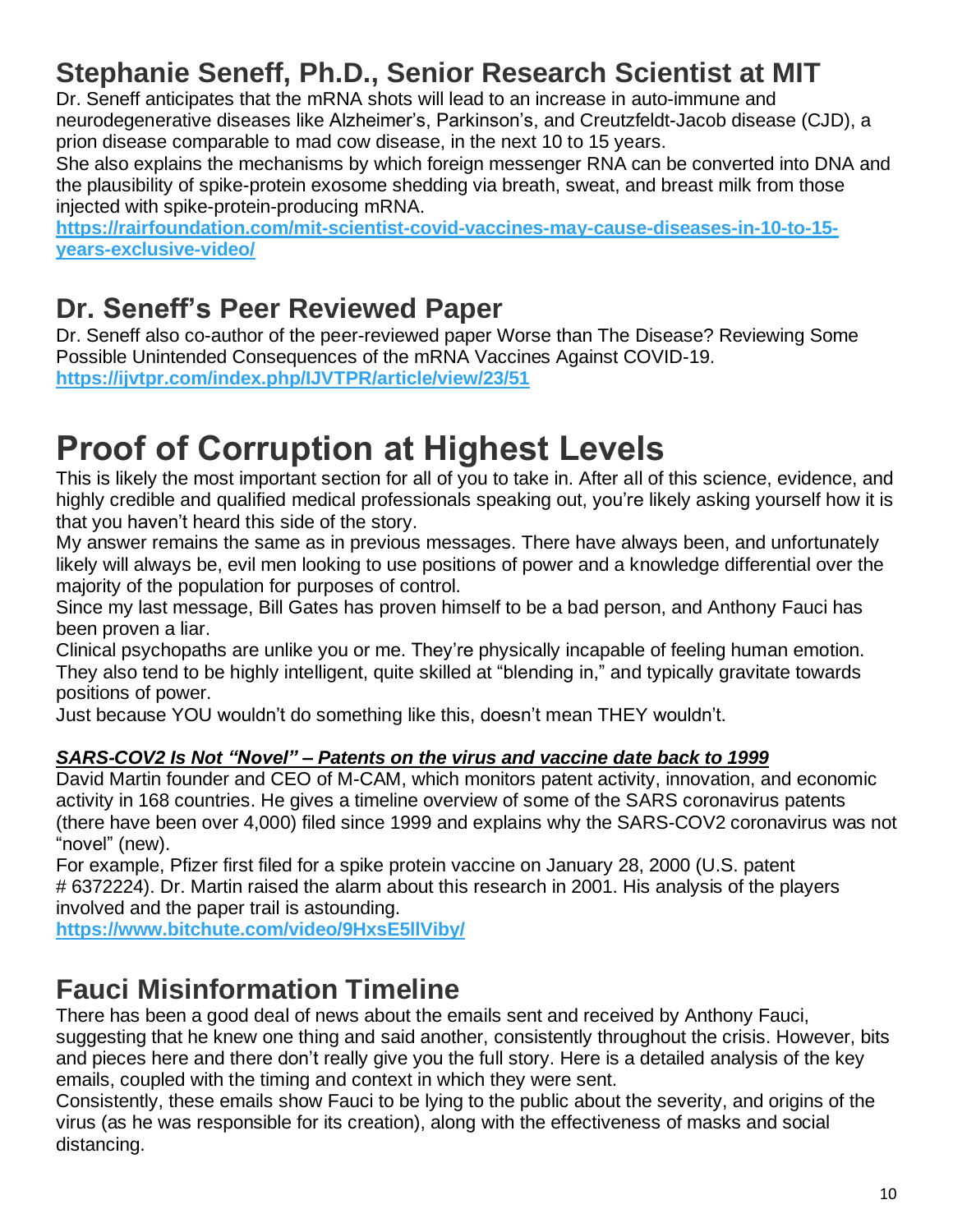## Stephanie Seneff, Ph.D., Senior Research Scientist at MIT

Dr. Seneff anticipates that the mRNA shots will lead to an increase in auto-immune and neurodegenerative diseases like Alzheimer's, Parkinson's, and Creutzfeldt-Jacob disease (CJD), a prion disease comparable to mad cow disease, in the next 10 to 15 years.

She also explains the mechanisms by which foreign messenger RNA can be converted into DNA and the plausibility of spike-protein exosome shedding via breath, sweat, and breast milk from those injected with spike-protein-producing mRNA.

**https://rairfoundation.com/mit-scientist-covid-vaccines-may-cause-diseases-in-10-to-15-years-exclusive-video/**

## Dr. Seneff's Peer Reviewed Paper

Dr. Seneff also co-author of the peer-reviewed paper Worse than The Disease? Reviewing Some Possible Unintended Consequences of the mRNA Vaccines Against COVID-19.

**https://ijvtpr.com/index.php/IJVTPR/article/view/23/51**

# Proof of Corruption at Highest Levels

This is likely the most important section for all of you to take in. After all of this science, evidence, and highly credible and qualified medical professionals speaking out, you're likely asking yourself how it is that you haven't heard this side of the story.

My answer remains the same as in previous messages. There have always been, and unfortunately likely will always be, evil men looking to use positions of power and a knowledge differential over the majority of the population for purposes of control.

Since my last message, Bill Gates has proven himself to be a bad person, and Anthony Fauci has been proven a liar.

Clinical psychopaths are unlike you or me. They're physically incapable of feeling human emotion. They also tend to be highly intelligent, quite skilled at "blending in," and typically gravitate towards positions of power.

Just because YOU wouldn't do something like this, doesn't mean THEY wouldn't.

#### ***SARS-COV2 Is Not "Novel" – Patents on the virus and vaccine date back to 1999***

David Martin founder and CEO of M-CAM, which monitors patent activity, innovation, and economic activity in 168 countries. He gives a timeline overview of some of the SARS coronavirus patents (there have been over 4,000) filed since 1999 and explains why the SARS-COV2 coronavirus was not "novel" (new).

For example, Pfizer first filed for a spike protein vaccine on January 28, 2000 (U.S. patent # 6372224). Dr. Martin raised the alarm about this research in 2001. His analysis of the players involved and the paper trail is astounding.

**https://www.bitchute.com/video/9HxsE5llViby/**

## Fauci Misinformation Timeline

There has been a good deal of news about the emails sent and received by Anthony Fauci, suggesting that he knew one thing and said another, consistently throughout the crisis. However, bits and pieces here and there don't really give you the full story. Here is a detailed analysis of the key emails, coupled with the timing and context in which they were sent.

Consistently, these emails show Fauci to be lying to the public about the severity, and origins of the virus (as he was responsible for its creation), along with the effectiveness of masks and social distancing.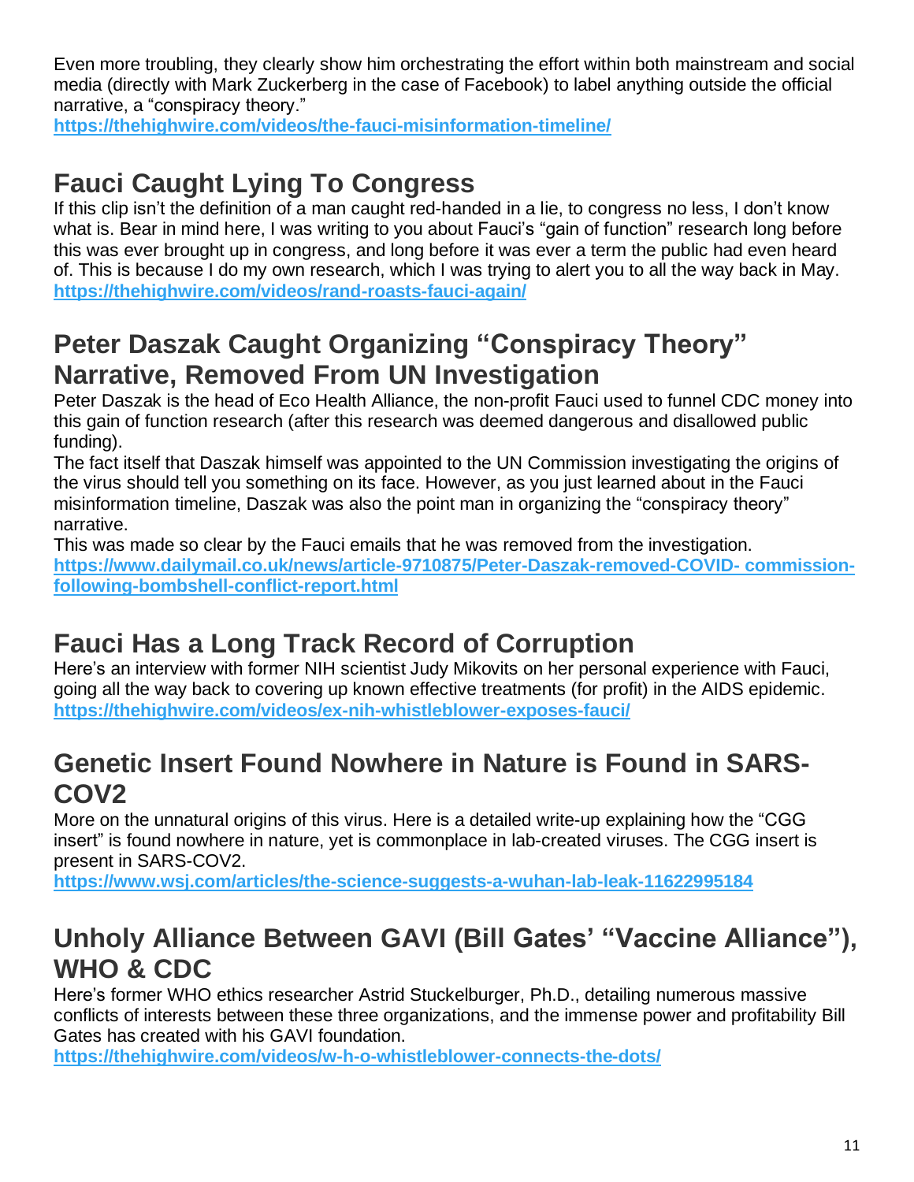Even more troubling, they clearly show him orchestrating the effort within both mainstream and social media (directly with Mark Zuckerberg in the case of Facebook) to label anything outside the official narrative, a "conspiracy theory."

**https://thehighwire.com/videos/the-fauci-misinformation-timeline/**

## Fauci Caught Lying To Congress

If this clip isn't the definition of a man caught red-handed in a lie, to congress no less, I don't know what is. Bear in mind here, I was writing to you about Fauci's "gain of function" research long before this was ever brought up in congress, and long before it was ever a term the public had even heard of. This is because I do my own research, which I was trying to alert you to all the way back in May.

**https://thehighwire.com/videos/rand-roasts-fauci-again/**

## Peter Daszak Caught Organizing "Conspiracy Theory" Narrative, Removed From UN Investigation

Peter Daszak is the head of Eco Health Alliance, the non-profit Fauci used to funnel CDC money into this gain of function research (after this research was deemed dangerous and disallowed public funding).

The fact itself that Daszak himself was appointed to the UN Commission investigating the origins of the virus should tell you something on its face. However, as you just learned about in the Fauci misinformation timeline, Daszak was also the point man in organizing the "conspiracy theory" narrative.

This was made so clear by the Fauci emails that he was removed from the investigation.

**https://www.dailymail.co.uk/news/article-9710875/Peter-Daszak-removed-COVID- commission-following-bombshell-conflict-report.html**

## Fauci Has a Long Track Record of Corruption

Here's an interview with former NIH scientist Judy Mikovits on her personal experience with Fauci, going all the way back to covering up known effective treatments (for profit) in the AIDS epidemic.

**https://thehighwire.com/videos/ex-nih-whistleblower-exposes-fauci/**

## Genetic Insert Found Nowhere in Nature is Found in SARS-COV2

More on the unnatural origins of this virus. Here is a detailed write-up explaining how the "CGG insert" is found nowhere in nature, yet is commonplace in lab-created viruses. The CGG insert is present in SARS-COV2.

**https://www.wsj.com/articles/the-science-suggests-a-wuhan-lab-leak-11622995184**

## Unholy Alliance Between GAVI (Bill Gates' "Vaccine Alliance"), WHO & CDC

Here's former WHO ethics researcher Astrid Stuckelburger, Ph.D., detailing numerous massive conflicts of interests between these three organizations, and the immense power and profitability Bill Gates has created with his GAVI foundation.

**https://thehighwire.com/videos/w-h-o-whistleblower-connects-the-dots/**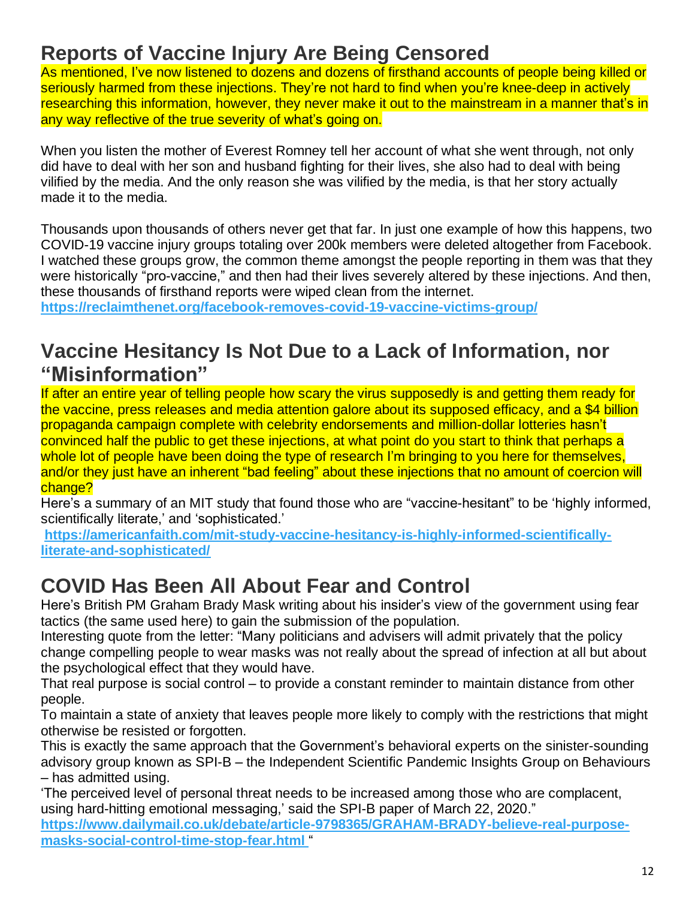## Reports of Vaccine Injury Are Being Censored

As mentioned, I've now listened to dozens and dozens of firsthand accounts of people being killed or seriously harmed from these injections. They're not hard to find when you're knee-deep in actively researching this information, however, they never make it out to the mainstream in a manner that's in any way reflective of the true severity of what's going on.

When you listen the mother of Everest Romney tell her account of what she went through, not only did have to deal with her son and husband fighting for their lives, she also had to deal with being vilified by the media. And the only reason she was vilified by the media, is that her story actually made it to the media.

Thousands upon thousands of others never get that far. In just one example of how this happens, two COVID-19 vaccine injury groups totaling over 200k members were deleted altogether from Facebook. I watched these groups grow, the common theme amongst the people reporting in them was that they were historically "pro-vaccine," and then had their lives severely altered by these injections. And then, these thousands of firsthand reports were wiped clean from the internet.
**https://reclaimthenet.org/facebook-removes-covid-19-vaccine-victims-group/**

## Vaccine Hesitancy Is Not Due to a Lack of Information, nor "Misinformation"

If after an entire year of telling people how scary the virus supposedly is and getting them ready for the vaccine, press releases and media attention galore about its supposed efficacy, and a $4 billion propaganda campaign complete with celebrity endorsements and million-dollar lotteries hasn't convinced half the public to get these injections, at what point do you start to think that perhaps a whole lot of people have been doing the type of research I'm bringing to you here for themselves, and/or they just have an inherent "bad feeling" about these injections that no amount of coercion will change?

Here's a summary of an MIT study that found those who are "vaccine-hesitant" to be 'highly informed, scientifically literate,' and 'sophisticated.'
**https://americanfaith.com/mit-study-vaccine-hesitancy-is-highly-informed-scientifically-literate-and-sophisticated/**

## COVID Has Been All About Fear and Control

Here's British PM Graham Brady Mask writing about his insider's view of the government using fear tactics (the same used here) to gain the submission of the population.

Interesting quote from the letter: "Many politicians and advisers will admit privately that the policy change compelling people to wear masks was not really about the spread of infection at all but about the psychological effect that they would have.

That real purpose is social control – to provide a constant reminder to maintain distance from other people.

To maintain a state of anxiety that leaves people more likely to comply with the restrictions that might otherwise be resisted or forgotten.

This is exactly the same approach that the Government's behavioral experts on the sinister-sounding advisory group known as SPI-B – the Independent Scientific Pandemic Insights Group on Behaviours – has admitted using.

'The perceived level of personal threat needs to be increased among those who are complacent, using hard-hitting emotional messaging,' said the SPI-B paper of March 22, 2020."
**https://www.dailymail.co.uk/debate/article-9798365/GRAHAM-BRADY-believe-real-purpose-masks-social-control-time-stop-fear.html** "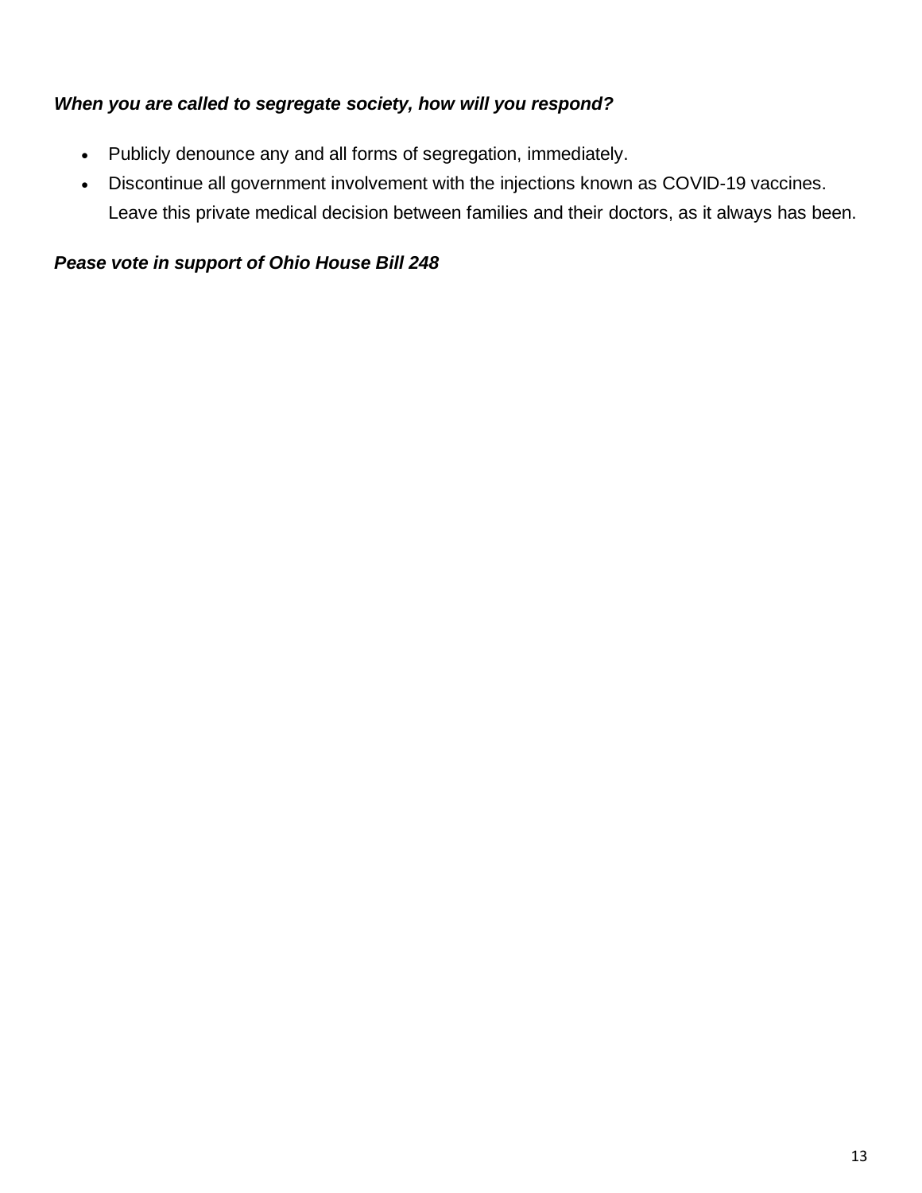***When you are called to segregate society, how will you respond?***

- Publicly denounce any and all forms of segregation, immediately.
- Discontinue all government involvement with the injections known as COVID-19 vaccines. Leave this private medical decision between families and their doctors, as it always has been.

***Pease vote in support of Ohio House Bill 248***